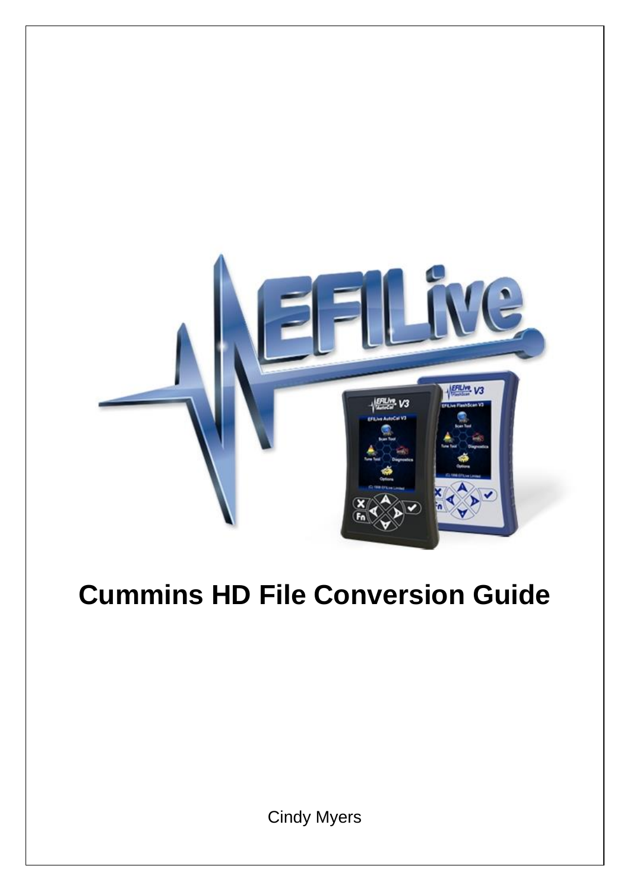# Cummins HD File Conversion Guide

Cindy Myers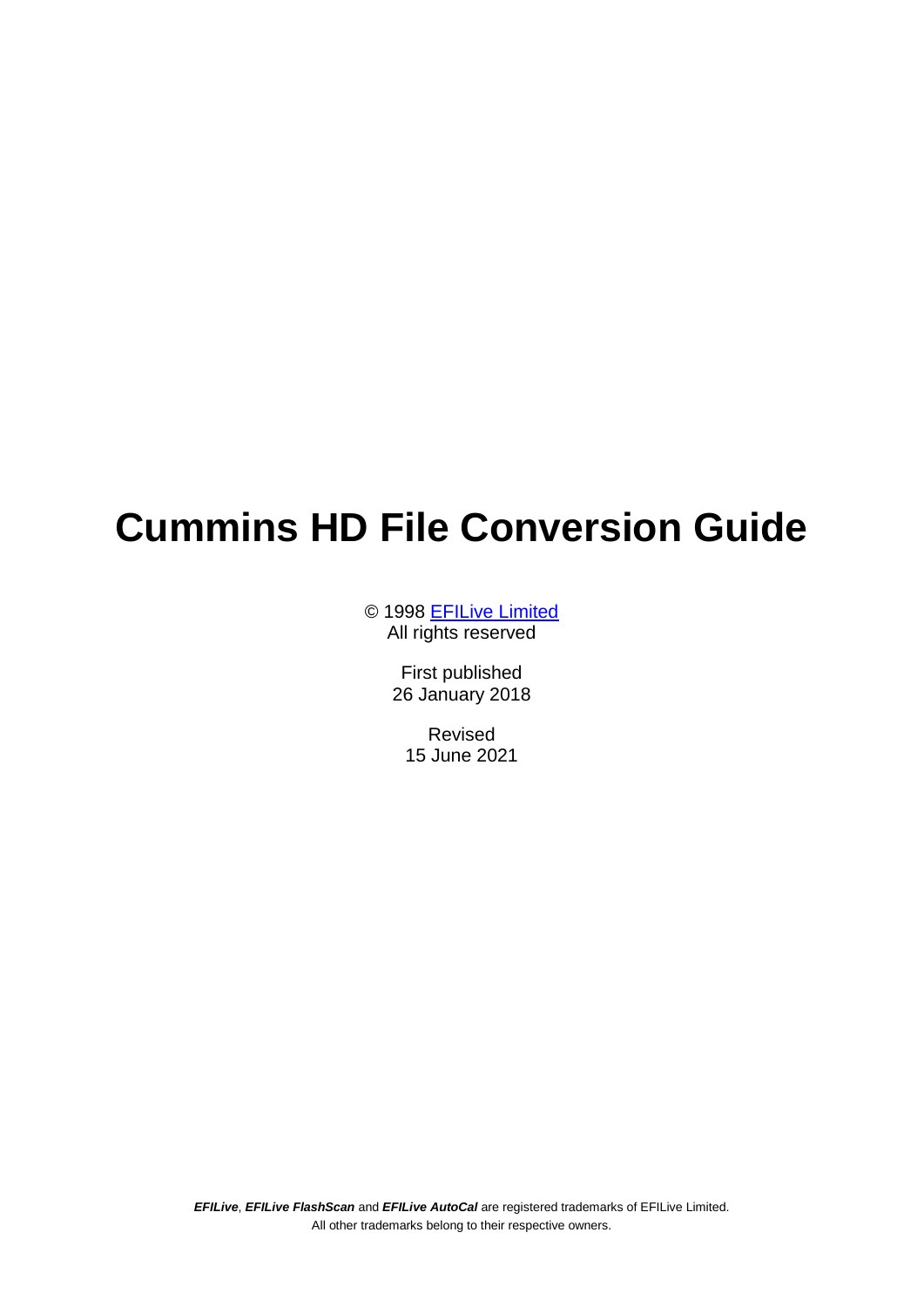# Cummins HD File Conversion Guide

© 1998 [EFILive Limited](#)
All rights reserved

First published
26 January 2018

Revised
15 June 2021

***EFILive***, ***EFILive FlashScan*** and ***EFILive AutoCal*** are registered trademarks of EFILive Limited.
All other trademarks belong to their respective owners.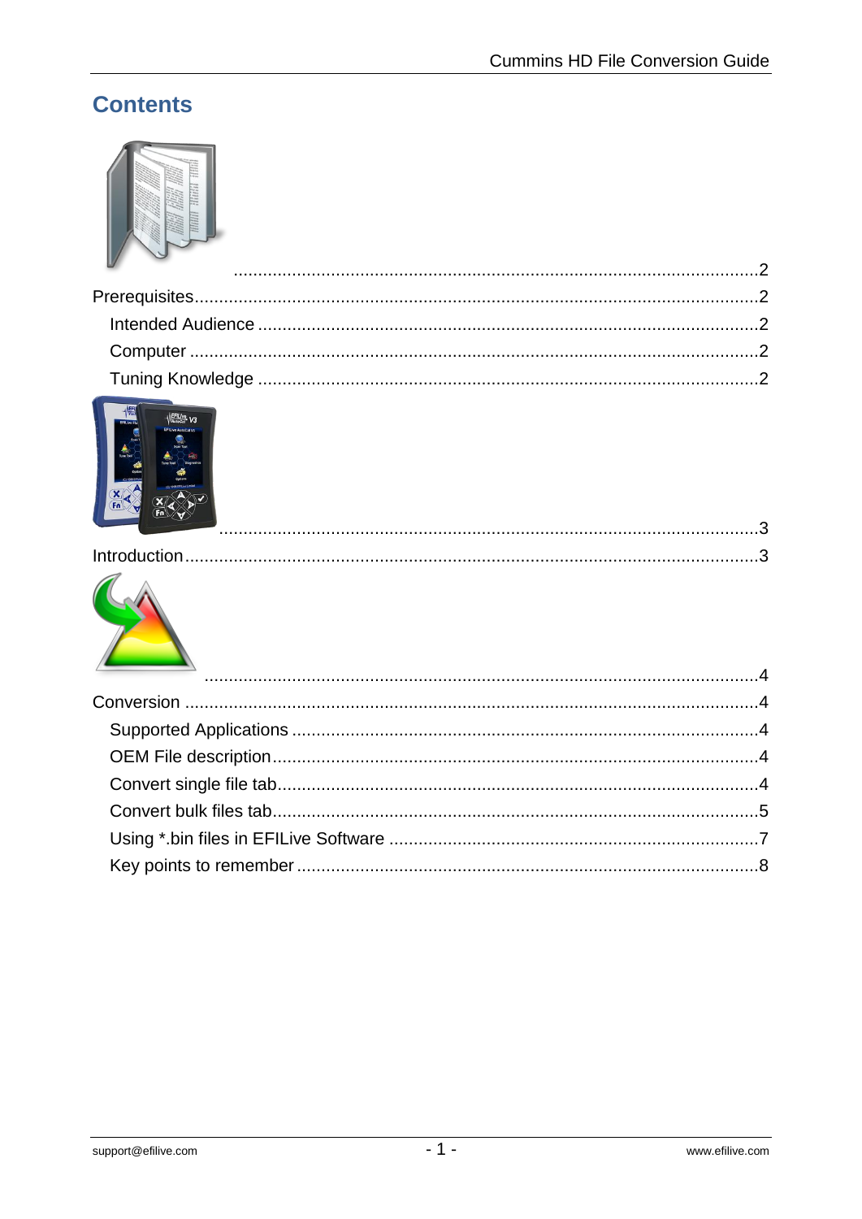# Contents

...........................................................................................................2

Prerequisites..............................................................................................2

Intended Audience .....................................................................................2

Computer ...................................................................................................2

Tuning Knowledge .....................................................................................2

...........................................................................................................3

Introduction.................................................................................................3

...........................................................................................................4

Conversion .................................................................................................4

Supported Applications ..............................................................................4

OEM File description..................................................................................4

Convert single file tab..................................................................................4

Convert bulk files tab...................................................................................5

Using *.bin files in EFILive Software ...........................................................7

Key points to remember ..............................................................................8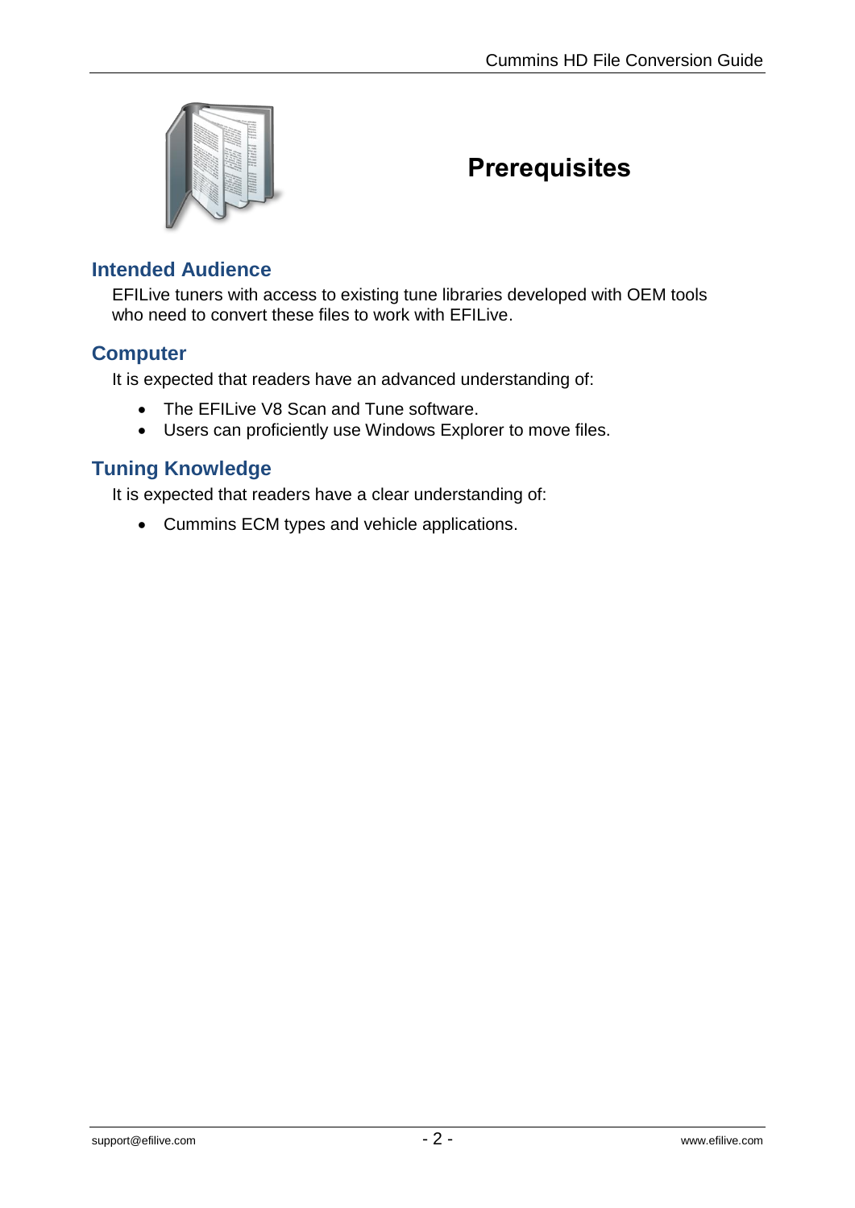# Prerequisites

## Intended Audience

EFILive tuners with access to existing tune libraries developed with OEM tools who need to convert these files to work with EFILive.

## Computer

It is expected that readers have an advanced understanding of:

- The EFILive V8 Scan and Tune software.
- Users can proficiently use Windows Explorer to move files.

## Tuning Knowledge

It is expected that readers have a clear understanding of:

- Cummins ECM types and vehicle applications.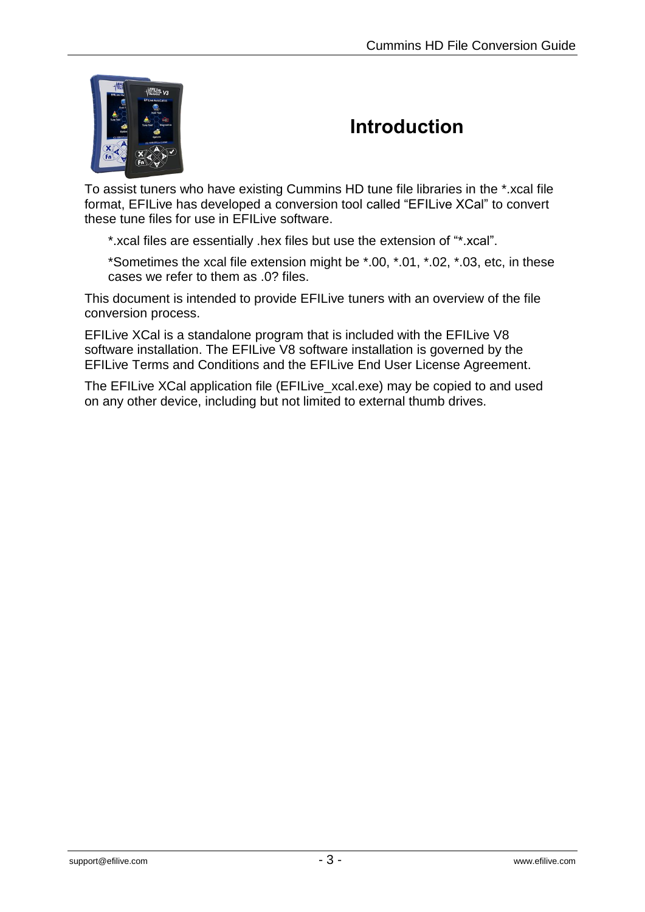# Introduction

To assist tuners who have existing Cummins HD tune file libraries in the *.xcal file format, EFILive has developed a conversion tool called "EFILive XCal" to convert these tune files for use in EFILive software.

> *.xcal files are essentially .hex files but use the extension of "*.xcal".
>
> *Sometimes the xcal file extension might be *.00, *.01, *.02, *.03, etc, in these cases we refer to them as .0? files.

This document is intended to provide EFILive tuners with an overview of the file conversion process.

EFILive XCal is a standalone program that is included with the EFILive V8 software installation. The EFILive V8 software installation is governed by the EFILive Terms and Conditions and the EFILive End User License Agreement.

The EFILive XCal application file (EFILive_xcal.exe) may be copied to and used on any other device, including but not limited to external thumb drives.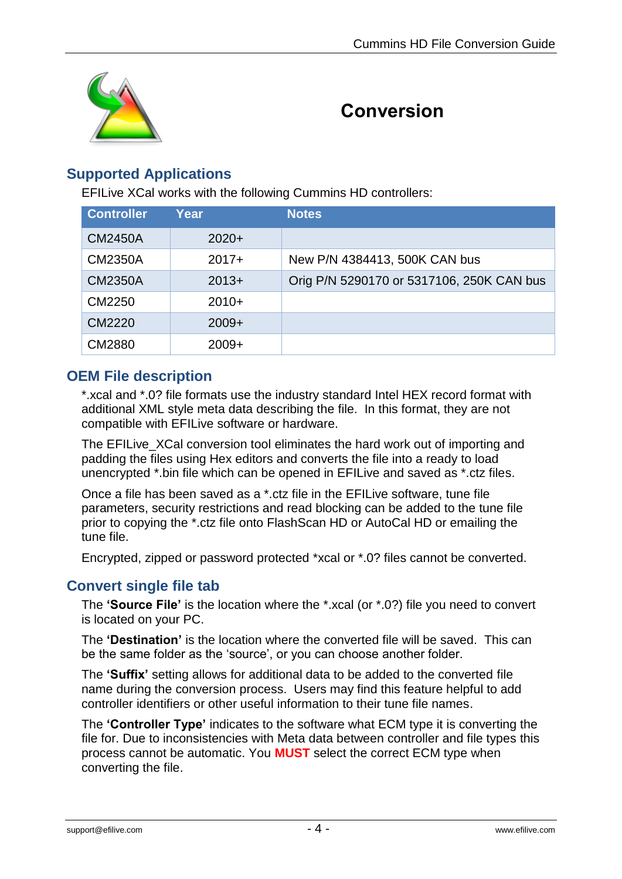# Conversion

## Supported Applications

EFILive XCal works with the following Cummins HD controllers:

| Controller | Year | Notes |
|---|---|---|
| CM2450A | 2020+ | |
| CM2350A | 2017+ | New P/N 4384413, 500K CAN bus |
| CM2350A | 2013+ | Orig P/N 5290170 or 5317106, 250K CAN bus |
| CM2250 | 2010+ | |
| CM2220 | 2009+ | |
| CM2880 | 2009+ | |

## OEM File description

*.xcal and *.0? file formats use the industry standard Intel HEX record format with additional XML style meta data describing the file. In this format, they are not compatible with EFILive software or hardware.

The EFILive_XCal conversion tool eliminates the hard work out of importing and padding the files using Hex editors and converts the file into a ready to load unencrypted *.bin file which can be opened in EFILive and saved as *.ctz files.

Once a file has been saved as a *.ctz file in the EFILive software, tune file parameters, security restrictions and read blocking can be added to the tune file prior to copying the *.ctz file onto FlashScan HD or AutoCal HD or emailing the tune file.

Encrypted, zipped or password protected *xcal or *.0? files cannot be converted.

## Convert single file tab

The **'Source File'** is the location where the *.xcal (or *.0?) file you need to convert is located on your PC.

The **'Destination'** is the location where the converted file will be saved. This can be the same folder as the 'source', or you can choose another folder.

The **'Suffix'** setting allows for additional data to be added to the converted file name during the conversion process. Users may find this feature helpful to add controller identifiers or other useful information to their tune file names.

The **'Controller Type'** indicates to the software what ECM type it is converting the file for. Due to inconsistencies with Meta data between controller and file types this process cannot be automatic. You **MUST** select the correct ECM type when converting the file.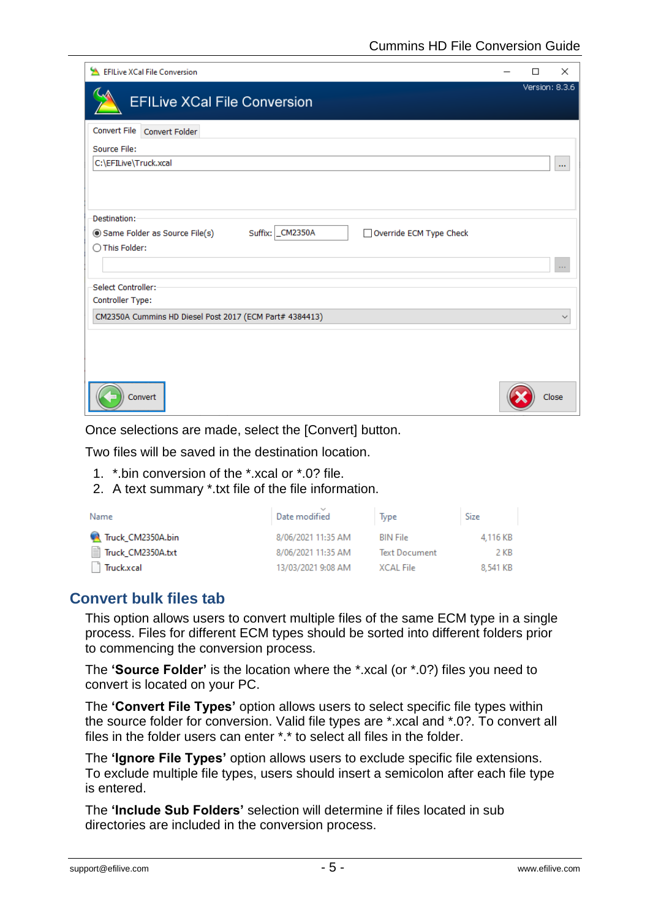Once selections are made, select the [Convert] button.

Two files will be saved in the destination location.

1. *.bin conversion of the *.xcal or *.0? file.
2. A text summary *.txt file of the file information.

| Name | Date modified | Type | Size |
|---|---|---|---|
| Truck_CM2350A.bin | 8/06/2021 11:35 AM | BIN File | 4,116 KB |
| Truck_CM2350A.txt | 8/06/2021 11:35 AM | Text Document | 2 KB |
| Truck.xcal | 13/03/2021 9:08 AM | XCAL File | 8,541 KB |

## Convert bulk files tab

This option allows users to convert multiple files of the same ECM type in a single process. Files for different ECM types should be sorted into different folders prior to commencing the conversion process.

The **'Source Folder'** is the location where the *.xcal (or *.0?) files you need to convert is located on your PC.

The **'Convert File Types'** option allows users to select specific file types within the source folder for conversion. Valid file types are *.xcal and *.0?. To convert all files in the folder users can enter *.* to select all files in the folder.

The **'Ignore File Types'** option allows users to exclude specific file extensions. To exclude multiple file types, users should insert a semicolon after each file type is entered.

The **'Include Sub Folders'** selection will determine if files located in sub directories are included in the conversion process.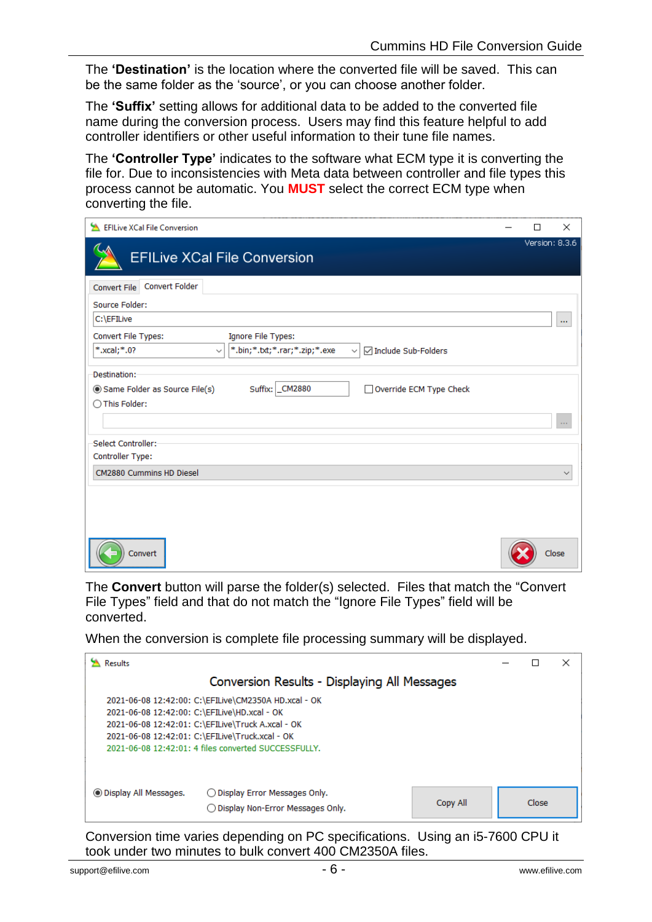The **'Destination'** is the location where the converted file will be saved. This can be the same folder as the 'source', or you can choose another folder.

The **'Suffix'** setting allows for additional data to be added to the converted file name during the conversion process. Users may find this feature helpful to add controller identifiers or other useful information to their tune file names.

The **'Controller Type'** indicates to the software what ECM type it is converting the file for. Due to inconsistencies with Meta data between controller and file types this process cannot be automatic. You **MUST** select the correct ECM type when converting the file.

The **Convert** button will parse the folder(s) selected. Files that match the "Convert File Types" field and that do not match the "Ignore File Types" field will be converted.

When the conversion is complete file processing summary will be displayed.

Conversion time varies depending on PC specifications. Using an i5-7600 CPU it took under two minutes to bulk convert 400 CM2350A files.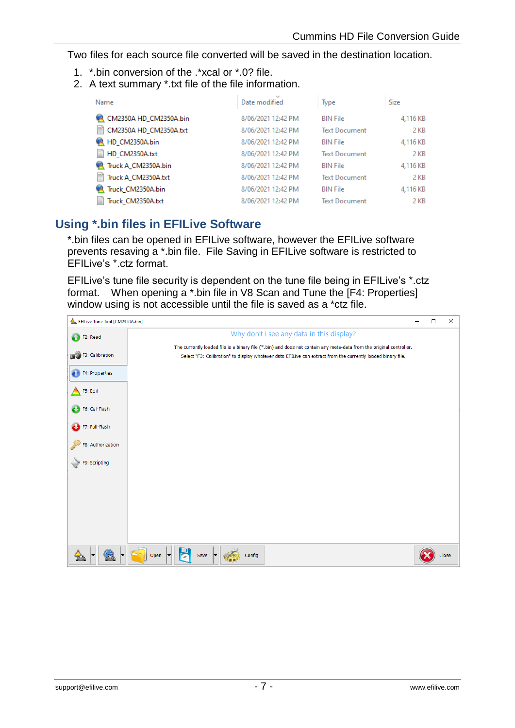Two files for each source file converted will be saved in the destination location.

1. *.bin conversion of the .*xcal or *.0? file.
2. A text summary *.txt file of the file information.

| Name | Date modified | Type | Size |
|---|---|---|---|
| CM2350A HD_CM2350A.bin | 8/06/2021 12:42 PM | BIN File | 4,116 KB |
| CM2350A HD_CM2350A.txt | 8/06/2021 12:42 PM | Text Document | 2 KB |
| HD_CM2350A.bin | 8/06/2021 12:42 PM | BIN File | 4,116 KB |
| HD_CM2350A.txt | 8/06/2021 12:42 PM | Text Document | 2 KB |
| Truck A_CM2350A.bin | 8/06/2021 12:42 PM | BIN File | 4,116 KB |
| Truck A_CM2350A.txt | 8/06/2021 12:42 PM | Text Document | 2 KB |
| Truck_CM2350A.bin | 8/06/2021 12:42 PM | BIN File | 4,116 KB |
| Truck_CM2350A.txt | 8/06/2021 12:42 PM | Text Document | 2 KB |

## Using *.bin files in EFILive Software

*.bin files can be opened in EFILive software, however the EFILive software prevents resaving a *.bin file. File Saving in EFILive software is restricted to EFILive's *.ctz format.

EFILive's tune file security is dependent on the tune file being in EFILive's *.ctz format. When opening a *.bin file in V8 Scan and Tune the [F4: Properties] window using is not accessible until the file is saved as a *ctz file.

EFILive Tune Tool [CM2350A.bin]

F2: Read
F3: Calibration
F4: Properties
F5: Edit
F6: Cal-Flash
F7: Full-Flash
F8: Authorization
F9: Scripting

Why don't I see any data in this display?

The currently loaded file is a binary file (*.bin) and does not contain any meta-data from the original controller.
Select "F3: Calibration" to display whatever data EFILive can extract from the currently loaded binary file.

Open | Save | Config | Close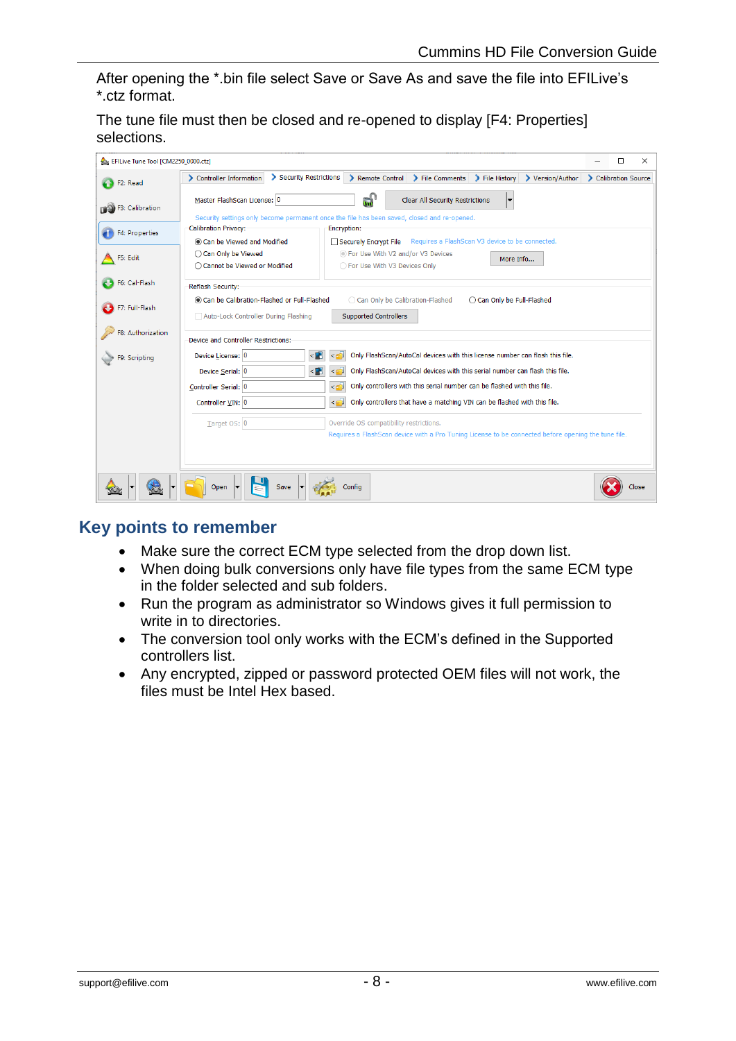After opening the *.bin file select Save or Save As and save the file into EFILive's *.ctz format.

The tune file must then be closed and re-opened to display [F4: Properties] selections.

## Key points to remember

- Make sure the correct ECM type selected from the drop down list.
- When doing bulk conversions only have file types from the same ECM type in the folder selected and sub folders.
- Run the program as administrator so Windows gives it full permission to write in to directories.
- The conversion tool only works with the ECM's defined in the Supported controllers list.
- Any encrypted, zipped or password protected OEM files will not work, the files must be Intel Hex based.